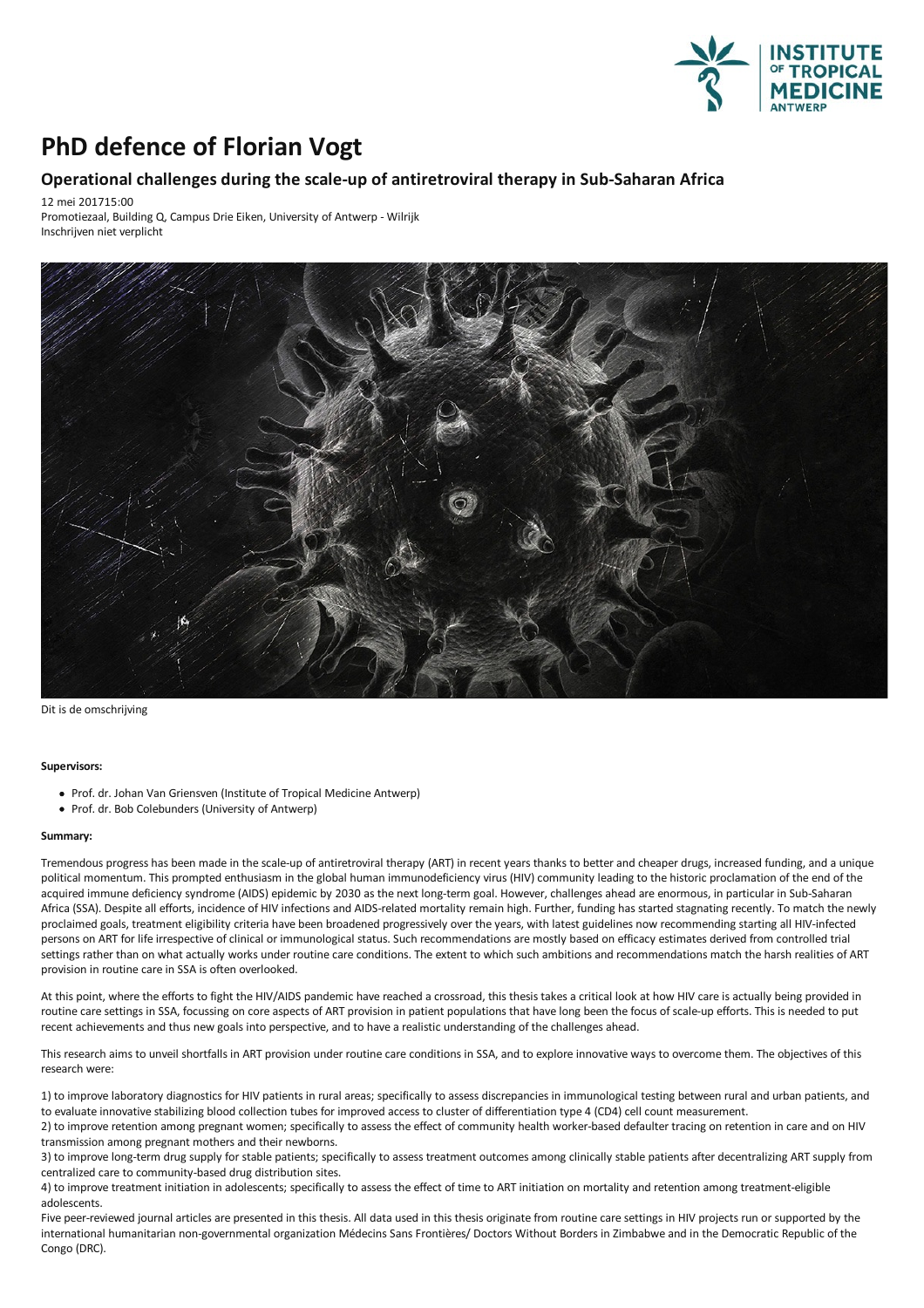# PhD defence of Florian Vogt

## Operational challenges during the scale-up of antiretroviral therapy in Sub-Saharan Africa

12 mei 201715:00
Promotiezaal, Building Q, Campus Drie Eiken, University of Antwerp - Wilrijk
Inschrijven niet verplicht

Dit is de omschrijving

**Supervisors:**

- Prof. dr. Johan Van Griensven (Institute of Tropical Medicine Antwerp)
- Prof. dr. Bob Colebunders (University of Antwerp)

**Summary:**

Tremendous progress has been made in the scale-up of antiretroviral therapy (ART) in recent years thanks to better and cheaper drugs, increased funding, and a unique political momentum. This prompted enthusiasm in the global human immunodeficiency virus (HIV) community leading to the historic proclamation of the end of the acquired immune deficiency syndrome (AIDS) epidemic by 2030 as the next long-term goal. However, challenges ahead are enormous, in particular in Sub-Saharan Africa (SSA). Despite all efforts, incidence of HIV infections and AIDS-related mortality remain high. Further, funding has started stagnating recently. To match the newly proclaimed goals, treatment eligibility criteria have been broadened progressively over the years, with latest guidelines now recommending starting all HIV-infected persons on ART for life irrespective of clinical or immunological status. Such recommendations are mostly based on efficacy estimates derived from controlled trial settings rather than on what actually works under routine care conditions. The extent to which such ambitions and recommendations match the harsh realities of ART provision in routine care in SSA is often overlooked.

At this point, where the efforts to fight the HIV/AIDS pandemic have reached a crossroad, this thesis takes a critical look at how HIV care is actually being provided in routine care settings in SSA, focussing on core aspects of ART provision in patient populations that have long been the focus of scale-up efforts. This is needed to put recent achievements and thus new goals into perspective, and to have a realistic understanding of the challenges ahead.

This research aims to unveil shortfalls in ART provision under routine care conditions in SSA, and to explore innovative ways to overcome them. The objectives of this research were:

1) to improve laboratory diagnostics for HIV patients in rural areas; specifically to assess discrepancies in immunological testing between rural and urban patients, and to evaluate innovative stabilizing blood collection tubes for improved access to cluster of differentiation type 4 (CD4) cell count measurement.
2) to improve retention among pregnant women; specifically to assess the effect of community health worker-based defaulter tracing on retention in care and on HIV transmission among pregnant mothers and their newborns.
3) to improve long-term drug supply for stable patients; specifically to assess treatment outcomes among clinically stable patients after decentralizing ART supply from centralized care to community-based drug distribution sites.
4) to improve treatment initiation in adolescents; specifically to assess the effect of time to ART initiation on mortality and retention among treatment-eligible adolescents.

Five peer-reviewed journal articles are presented in this thesis. All data used in this thesis originate from routine care settings in HIV projects run or supported by the international humanitarian non-governmental organization Médecins Sans Frontières/ Doctors Without Borders in Zimbabwe and in the Democratic Republic of the Congo (DRC).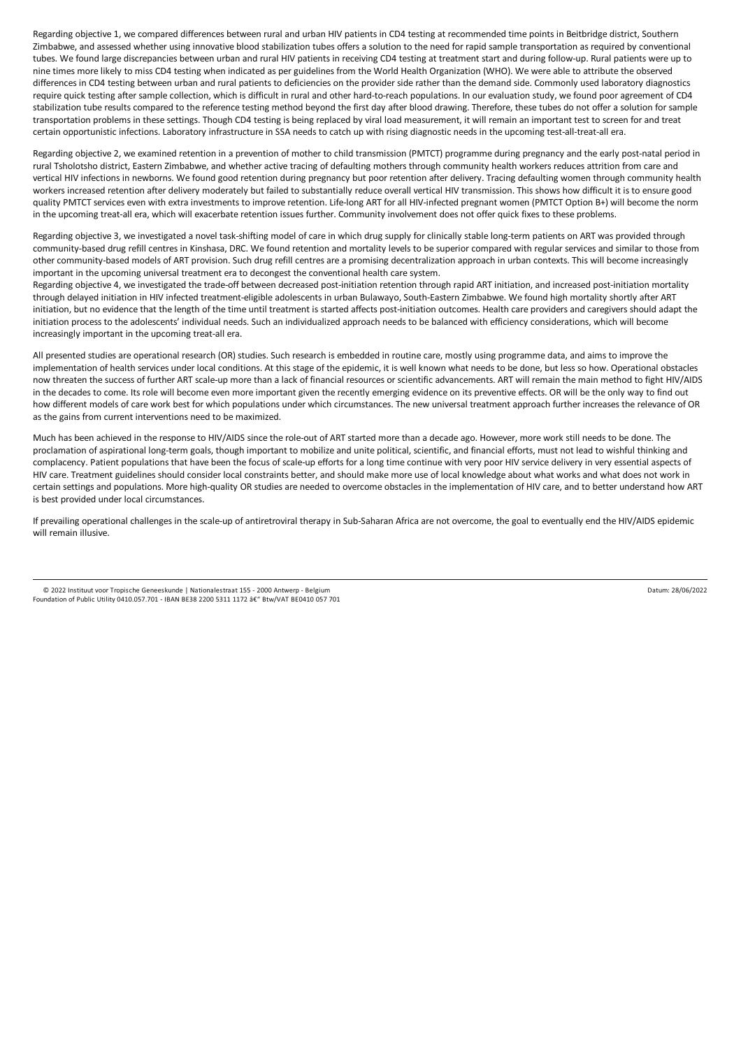Regarding objective 1, we compared differences between rural and urban HIV patients in CD4 testing at recommended time points in Beitbridge district, Southern Zimbabwe, and assessed whether using innovative blood stabilization tubes offers a solution to the need for rapid sample transportation as required by conventional tubes. We found large discrepancies between urban and rural HIV patients in receiving CD4 testing at treatment start and during follow-up. Rural patients were up to nine times more likely to miss CD4 testing when indicated as per guidelines from the World Health Organization (WHO). We were able to attribute the observed differences in CD4 testing between urban and rural patients to deficiencies on the provider side rather than the demand side. Commonly used laboratory diagnostics require quick testing after sample collection, which is difficult in rural and other hard-to-reach populations. In our evaluation study, we found poor agreement of CD4 stabilization tube results compared to the reference testing method beyond the first day after blood drawing. Therefore, these tubes do not offer a solution for sample transportation problems in these settings. Though CD4 testing is being replaced by viral load measurement, it will remain an important test to screen for and treat certain opportunistic infections. Laboratory infrastructure in SSA needs to catch up with rising diagnostic needs in the upcoming test-all-treat-all era.

Regarding objective 2, we examined retention in a prevention of mother to child transmission (PMTCT) programme during pregnancy and the early post-natal period in rural Tsholotsho district, Eastern Zimbabwe, and whether active tracing of defaulting mothers through community health workers reduces attrition from care and vertical HIV infections in newborns. We found good retention during pregnancy but poor retention after delivery. Tracing defaulting women through community health workers increased retention after delivery moderately but failed to substantially reduce overall vertical HIV transmission. This shows how difficult it is to ensure good quality PMTCT services even with extra investments to improve retention. Life-long ART for all HIV-infected pregnant women (PMTCT Option B+) will become the norm in the upcoming treat-all era, which will exacerbate retention issues further. Community involvement does not offer quick fixes to these problems.

Regarding objective 3, we investigated a novel task-shifting model of care in which drug supply for clinically stable long-term patients on ART was provided through community-based drug refill centres in Kinshasa, DRC. We found retention and mortality levels to be superior compared with regular services and similar to those from other community-based models of ART provision. Such drug refill centres are a promising decentralization approach in urban contexts. This will become increasingly important in the upcoming universal treatment era to decongest the conventional health care system.

Regarding objective 4, we investigated the trade-off between decreased post-initiation retention through rapid ART initiation, and increased post-initiation mortality through delayed initiation in HIV infected treatment-eligible adolescents in urban Bulawayo, South-Eastern Zimbabwe. We found high mortality shortly after ART initiation, but no evidence that the length of the time until treatment is started affects post-initiation outcomes. Health care providers and caregivers should adapt the initiation process to the adolescents' individual needs. Such an individualized approach needs to be balanced with efficiency considerations, which will become increasingly important in the upcoming treat-all era.

All presented studies are operational research (OR) studies. Such research is embedded in routine care, mostly using programme data, and aims to improve the implementation of health services under local conditions. At this stage of the epidemic, it is well known what needs to be done, but less so how. Operational obstacles now threaten the success of further ART scale-up more than a lack of financial resources or scientific advancements. ART will remain the main method to fight HIV/AIDS in the decades to come. Its role will become even more important given the recently emerging evidence on its preventive effects. OR will be the only way to find out how different models of care work best for which populations under which circumstances. The new universal treatment approach further increases the relevance of OR as the gains from current interventions need to be maximized.

Much has been achieved in the response to HIV/AIDS since the role-out of ART started more than a decade ago. However, more work still needs to be done. The proclamation of aspirational long-term goals, though important to mobilize and unite political, scientific, and financial efforts, must not lead to wishful thinking and complacency. Patient populations that have been the focus of scale-up efforts for a long time continue with very poor HIV service delivery in very essential aspects of HIV care. Treatment guidelines should consider local constraints better, and should make more use of local knowledge about what works and what does not work in certain settings and populations. More high-quality OR studies are needed to overcome obstacles in the implementation of HIV care, and to better understand how ART is best provided under local circumstances.

If prevailing operational challenges in the scale-up of antiretroviral therapy in Sub-Saharan Africa are not overcome, the goal to eventually end the HIV/AIDS epidemic will remain illusive.